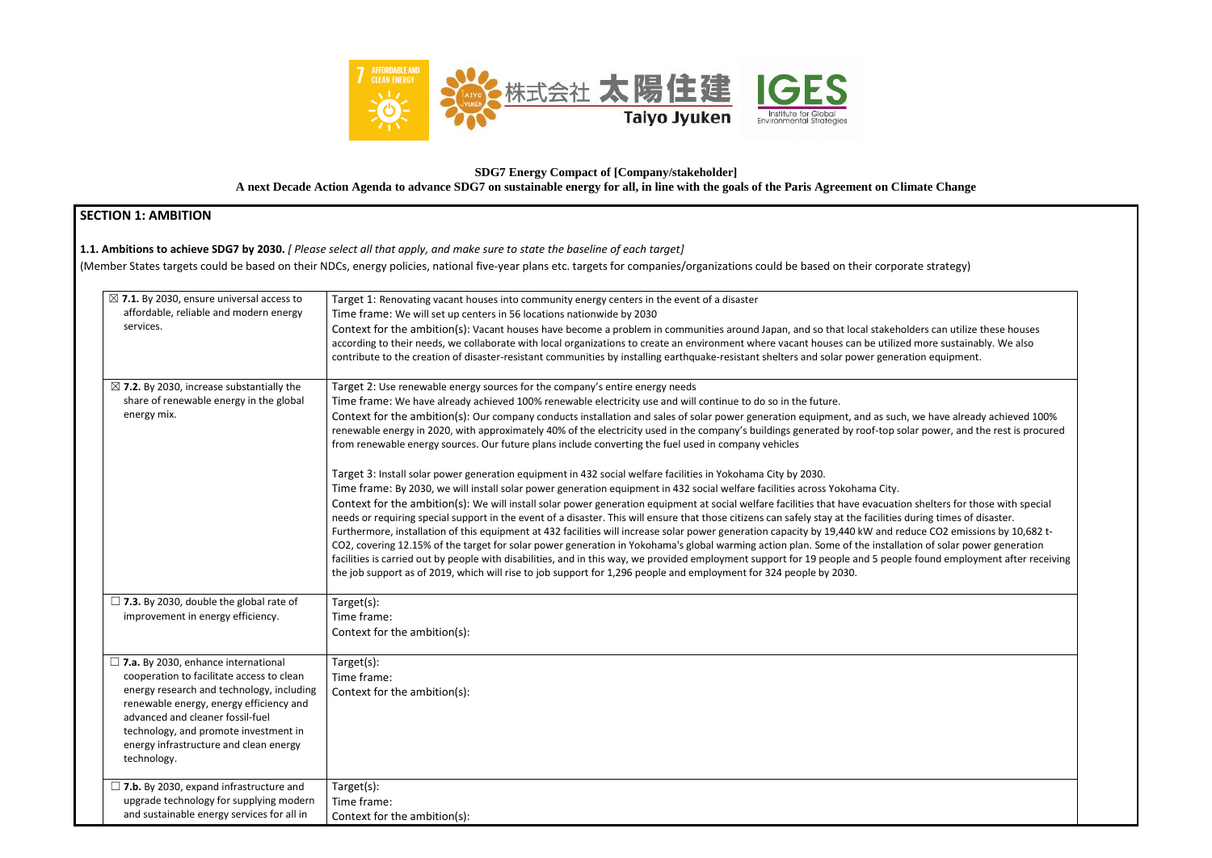**SDG7 Energy Compact of [Company/stakeholder]**

**A next Decade Action Agenda to advance SDG7 on sustainable energy for all, in line with the goals of the Paris Agreement on Climate Change**

## SECTION 1: AMBITION

**1.1. Ambitions to achieve SDG7 by 2030.** *[ Please select all that apply, and make sure to state the baseline of each target]*

(Member States targets could be based on their NDCs, energy policies, national five-year plans etc. targets for companies/organizations could be based on their corporate strategy)

| | |
|---|---|
| ☒ **7.1.** By 2030, ensure universal access to affordable, reliable and modern energy services. | Target 1: Renovating vacant houses into community energy centers in the event of a disaster<br>Time frame: We will set up centers in 56 locations nationwide by 2030<br>Context for the ambition(s): Vacant houses have become a problem in communities around Japan, and so that local stakeholders can utilize these houses according to their needs, we collaborate with local organizations to create an environment where vacant houses can be utilized more sustainably. We also contribute to the creation of disaster-resistant communities by installing earthquake-resistant shelters and solar power generation equipment. |
| ☒ **7.2.** By 2030, increase substantially the share of renewable energy in the global energy mix. | Target 2: Use renewable energy sources for the company's entire energy needs<br>Time frame: We have already achieved 100% renewable electricity use and will continue to do so in the future.<br>Context for the ambition(s): Our company conducts installation and sales of solar power generation equipment, and as such, we have already achieved 100% renewable energy in 2020, with approximately 40% of the electricity used in the company's buildings generated by roof-top solar power, and the rest is procured from renewable energy sources. Our future plans include converting the fuel used in company vehicles<br><br>Target 3: Install solar power generation equipment in 432 social welfare facilities in Yokohama City by 2030.<br>Time frame: By 2030, we will install solar power generation equipment in 432 social welfare facilities across Yokohama City.<br>Context for the ambition(s): We will install solar power generation equipment at social welfare facilities that have evacuation shelters for those with special needs or requiring special support in the event of a disaster. This will ensure that those citizens can safely stay at the facilities during times of disaster. Furthermore, installation of this equipment at 432 facilities will increase solar power generation capacity by 19,440 kW and reduce $CO_2$ emissions by 10,682 t-$CO_2$, covering 12.15% of the target for solar power generation in Yokohama's global warming action plan. Some of the installation of solar power generation facilities is carried out by people with disabilities, and in this way, we provided employment support for 19 people and 5 people found employment after receiving the job support as of 2019, which will rise to job support for 1,296 people and employment for 324 people by 2030. |
| ☐ **7.3.** By 2030, double the global rate of improvement in energy efficiency. | Target(s):<br>Time frame:<br>Context for the ambition(s): |
| ☐ **7.a.** By 2030, enhance international cooperation to facilitate access to clean energy research and technology, including renewable energy, energy efficiency and advanced and cleaner fossil-fuel technology, and promote investment in energy infrastructure and clean energy technology. | Target(s):<br>Time frame:<br>Context for the ambition(s): |
| ☐ **7.b.** By 2030, expand infrastructure and upgrade technology for supplying modern and sustainable energy services for all in | Target(s):<br>Time frame:<br>Context for the ambition(s): |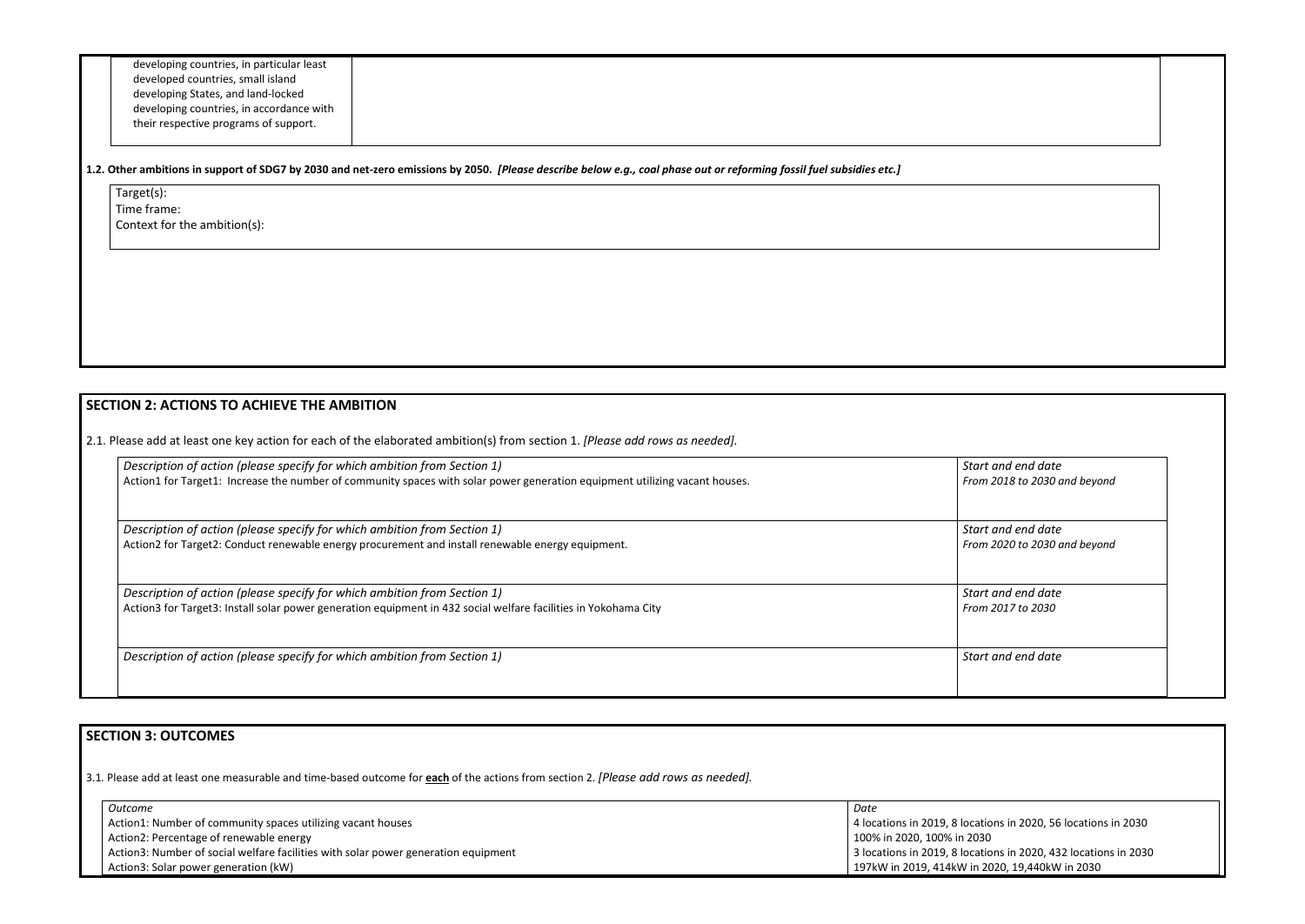| developing countries, in particular least developed countries, small island developing States, and land-locked developing countries, in accordance with their respective programs of support. | |
|---|---|

**1.2. Other ambitions in support of SDG7 by 2030 and net-zero emissions by 2050.** ***[Please describe below e.g., coal phase out or reforming fossil fuel subsidies etc.]***

| Target(s):<br>Time frame:<br>Context for the ambition(s): |
|---|

## SECTION 2: ACTIONS TO ACHIEVE THE AMBITION

2.1. Please add at least one key action for each of the elaborated ambition(s) from section 1. *[Please add rows as needed].*

| *Description of action (please specify for which ambition from Section 1)* | *Start and end date* |
|---|---|
| Action1 for Target1: Increase the number of community spaces with solar power generation equipment utilizing vacant houses. | *From 2018 to 2030 and beyond* |
| *Description of action (please specify for which ambition from Section 1)*<br>Action2 for Target2: Conduct renewable energy procurement and install renewable energy equipment. | *Start and end date*<br>*From 2020 to 2030 and beyond* |
| *Description of action (please specify for which ambition from Section 1)*<br>Action3 for Target3: Install solar power generation equipment in 432 social welfare facilities in Yokohama City | *Start and end date*<br>*From 2017 to 2030* |
| *Description of action (please specify for which ambition from Section 1)* | *Start and end date* |

## SECTION 3: OUTCOMES

3.1. Please add at least one measurable and time-based outcome for **each** of the actions from section 2. *[Please add rows as needed].*

| *Outcome* | *Date* |
|---|---|
| Action1: Number of community spaces utilizing vacant houses | 4 locations in 2019, 8 locations in 2020, 56 locations in 2030 |
| Action2: Percentage of renewable energy | 100% in 2020, 100% in 2030 |
| Action3: Number of social welfare facilities with solar power generation equipment | 3 locations in 2019, 8 locations in 2020, 432 locations in 2030 |
| Action3: Solar power generation (kW) | 197kW in 2019, 414kW in 2020, 19,440kW in 2030 |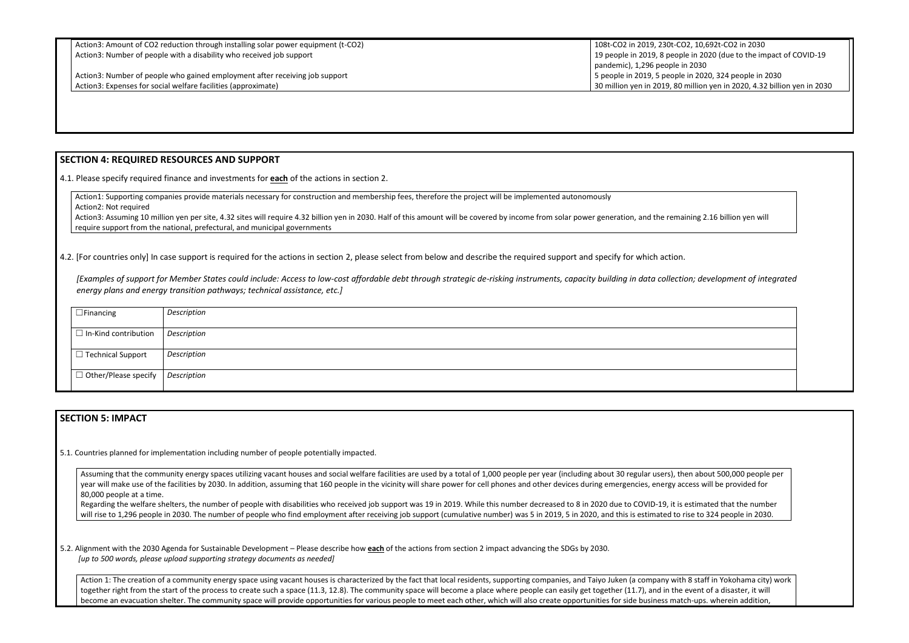| | |
|---|---|
| Action3: Amount of $CO_2$ reduction through installing solar power equipment (t-$CO_2$) | 108t-$CO_2$ in 2019, 230t-$CO_2$, 10,692t-$CO_2$ in 2030 |
| Action3: Number of people with a disability who received job support | 19 people in 2019, 8 people in 2020 (due to the impact of COVID-19 pandemic), 1,296 people in 2030 |
| Action3: Number of people who gained employment after receiving job support | 5 people in 2019, 5 people in 2020, 324 people in 2030 |
| Action3: Expenses for social welfare facilities (approximate) | 30 million yen in 2019, 80 million yen in 2020, 4.32 billion yen in 2030 |

## SECTION 4: REQUIRED RESOURCES AND SUPPORT

4.1. Please specify required finance and investments for **each** of the actions in section 2.

Action1: Supporting companies provide materials necessary for construction and membership fees, therefore the project will be implemented autonomously
Action2: Not required
Action3: Assuming 10 million yen per site, 4.32 sites will require 4.32 billion yen in 2030. Half of this amount will be covered by income from solar power generation, and the remaining 2.16 billion yen will require support from the national, prefectural, and municipal governments

4.2. [For countries only] In case support is required for the actions in section 2, please select from below and describe the required support and specify for which action.

*[Examples of support for Member States could include: Access to low-cost affordable debt through strategic de-risking instruments, capacity building in data collection; development of integrated energy plans and energy transition pathways; technical assistance, etc.]*

| | |
|---|---|
| ☐ Financing | *Description* |
| ☐ In-Kind contribution | *Description* |
| ☐ Technical Support | *Description* |
| ☐ Other/Please specify | *Description* |

## SECTION 5: IMPACT

5.1. Countries planned for implementation including number of people potentially impacted.

Assuming that the community energy spaces utilizing vacant houses and social welfare facilities are used by a total of 1,000 people per year (including about 30 regular users), then about 500,000 people per year will make use of the facilities by 2030. In addition, assuming that 160 people in the vicinity will share power for cell phones and other devices during emergencies, energy access will be provided for 80,000 people at a time.
Regarding the welfare shelters, the number of people with disabilities who received job support was 19 in 2019. While this number decreased to 8 in 2020 due to COVID-19, it is estimated that the number will rise to 1,296 people in 2030. The number of people who find employment after receiving job support (cumulative number) was 5 in 2019, 5 in 2020, and this is estimated to rise to 324 people in 2030.

5.2. Alignment with the 2030 Agenda for Sustainable Development – Please describe how **each** of the actions from section 2 impact advancing the SDGs by 2030.
*[up to 500 words, please upload supporting strategy documents as needed]*

Action 1: The creation of a community energy space using vacant houses is characterized by the fact that local residents, supporting companies, and Taiyo Juken (a company with 8 staff in Yokohama city) work together right from the start of the process to create such a space (11.3, 12.8). The community space will become a place where people can easily get together (11.7), and in the event of a disaster, it will become an evacuation shelter. The community space will provide opportunities for various people to meet each other, which will also create opportunities for side business match-ups. wherein addition,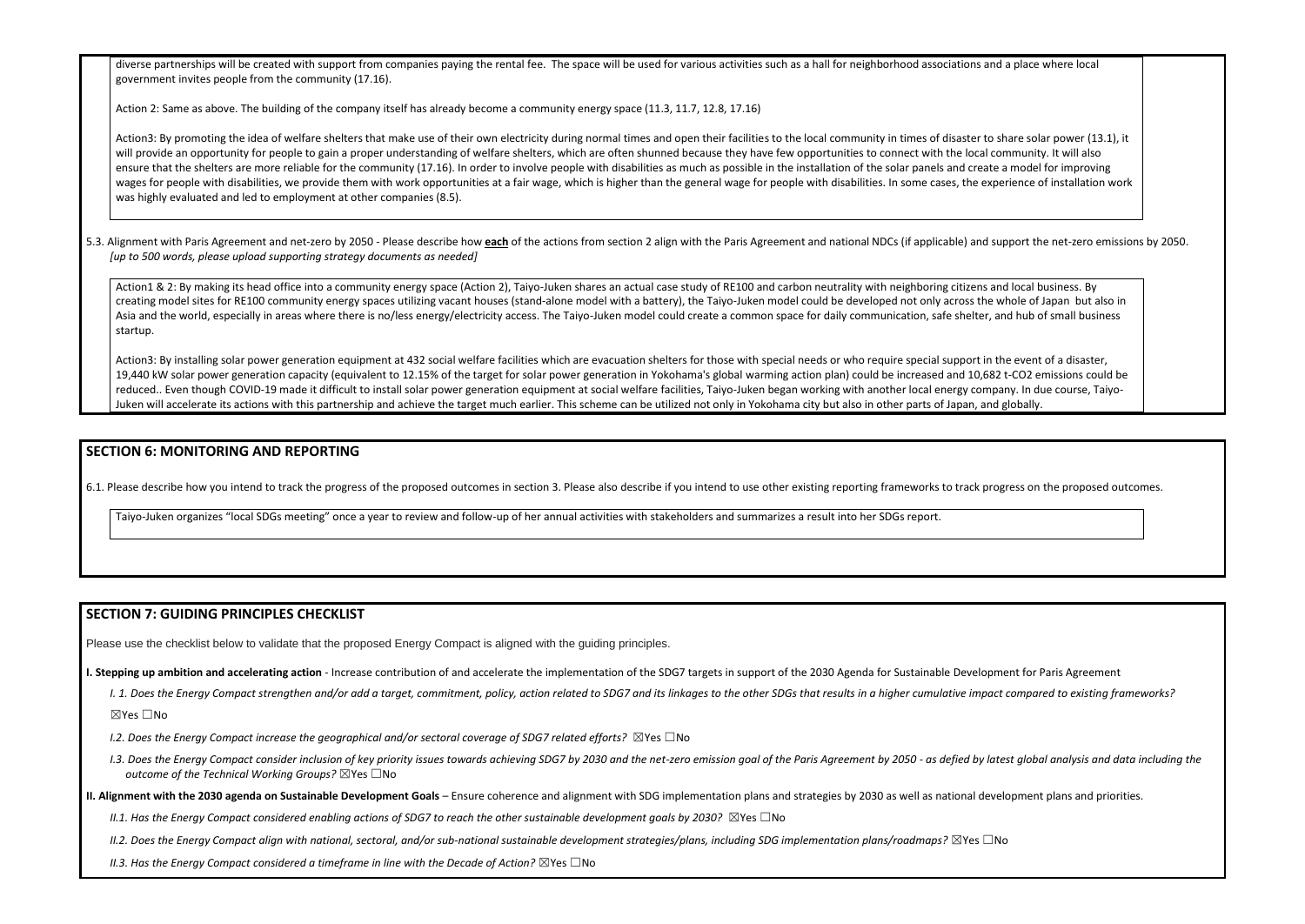diverse partnerships will be created with support from companies paying the rental fee. The space will be used for various activities such as a hall for neighborhood associations and a place where local government invites people from the community (17.16).

Action 2: Same as above. The building of the company itself has already become a community energy space (11.3, 11.7, 12.8, 17.16)

Action3: By promoting the idea of welfare shelters that make use of their own electricity during normal times and open their facilities to the local community in times of disaster to share solar power (13.1), it will provide an opportunity for people to gain a proper understanding of welfare shelters, which are often shunned because they have few opportunities to connect with the local community. It will also ensure that the shelters are more reliable for the community (17.16). In order to involve people with disabilities as much as possible in the installation of the solar panels and create a model for improving wages for people with disabilities, we provide them with work opportunities at a fair wage, which is higher than the general wage for people with disabilities. In some cases, the experience of installation work was highly evaluated and led to employment at other companies (8.5).

5.3. Alignment with Paris Agreement and net-zero by 2050 - Please describe how **each** of the actions from section 2 align with the Paris Agreement and national NDCs (if applicable) and support the net-zero emissions by 2050. *[up to 500 words, please upload supporting strategy documents as needed]*

Action1 & 2: By making its head office into a community energy space (Action 2), Taiyo-Juken shares an actual case study of RE100 and carbon neutrality with neighboring citizens and local business. By creating model sites for RE100 community energy spaces utilizing vacant houses (stand-alone model with a battery), the Taiyo-Juken model could be developed not only across the whole of Japan but also in Asia and the world, especially in areas where there is no/less energy/electricity access. The Taiyo-Juken model could create a common space for daily communication, safe shelter, and hub of small business startup.

Action3: By installing solar power generation equipment at 432 social welfare facilities which are evacuation shelters for those with special needs or who require special support in the event of a disaster, 19,440 kW solar power generation capacity (equivalent to 12.15% of the target for solar power generation in Yokohama's global warming action plan) could be increased and 10,682 t-CO2 emissions could be reduced.. Even though COVID-19 made it difficult to install solar power generation equipment at social welfare facilities, Taiyo-Juken began working with another local energy company. In due course, Taiyo-Juken will accelerate its actions with this partnership and achieve the target much earlier. This scheme can be utilized not only in Yokohama city but also in other parts of Japan, and globally.

## SECTION 6: MONITORING AND REPORTING

6.1. Please describe how you intend to track the progress of the proposed outcomes in section 3. Please also describe if you intend to use other existing reporting frameworks to track progress on the proposed outcomes.

Taiyo-Juken organizes "local SDGs meeting" once a year to review and follow-up of her annual activities with stakeholders and summarizes a result into her SDGs report.

## SECTION 7: GUIDING PRINCIPLES CHECKLIST

Please use the checklist below to validate that the proposed Energy Compact is aligned with the guiding principles.

**I. Stepping up ambition and accelerating action** - Increase contribution of and accelerate the implementation of the SDG7 targets in support of the 2030 Agenda for Sustainable Development for Paris Agreement

*I. 1. Does the Energy Compact strengthen and/or add a target, commitment, policy, action related to SDG7 and its linkages to the other SDGs that results in a higher cumulative impact compared to existing frameworks?*

☒Yes ☐No

*I.2. Does the Energy Compact increase the geographical and/or sectoral coverage of SDG7 related efforts?* ☒Yes ☐No

*I.3. Does the Energy Compact consider inclusion of key priority issues towards achieving SDG7 by 2030 and the net-zero emission goal of the Paris Agreement by 2050 - as defied by latest global analysis and data including the outcome of the Technical Working Groups?* ☒Yes ☐No

**II. Alignment with the 2030 agenda on Sustainable Development Goals** – Ensure coherence and alignment with SDG implementation plans and strategies by 2030 as well as national development plans and priorities.

*II.1. Has the Energy Compact considered enabling actions of SDG7 to reach the other sustainable development goals by 2030?* ☒Yes ☐No

*II.2. Does the Energy Compact align with national, sectoral, and/or sub-national sustainable development strategies/plans, including SDG implementation plans/roadmaps?* ☒Yes ☐No

*II.3. Has the Energy Compact considered a timeframe in line with the Decade of Action?* ☒Yes ☐No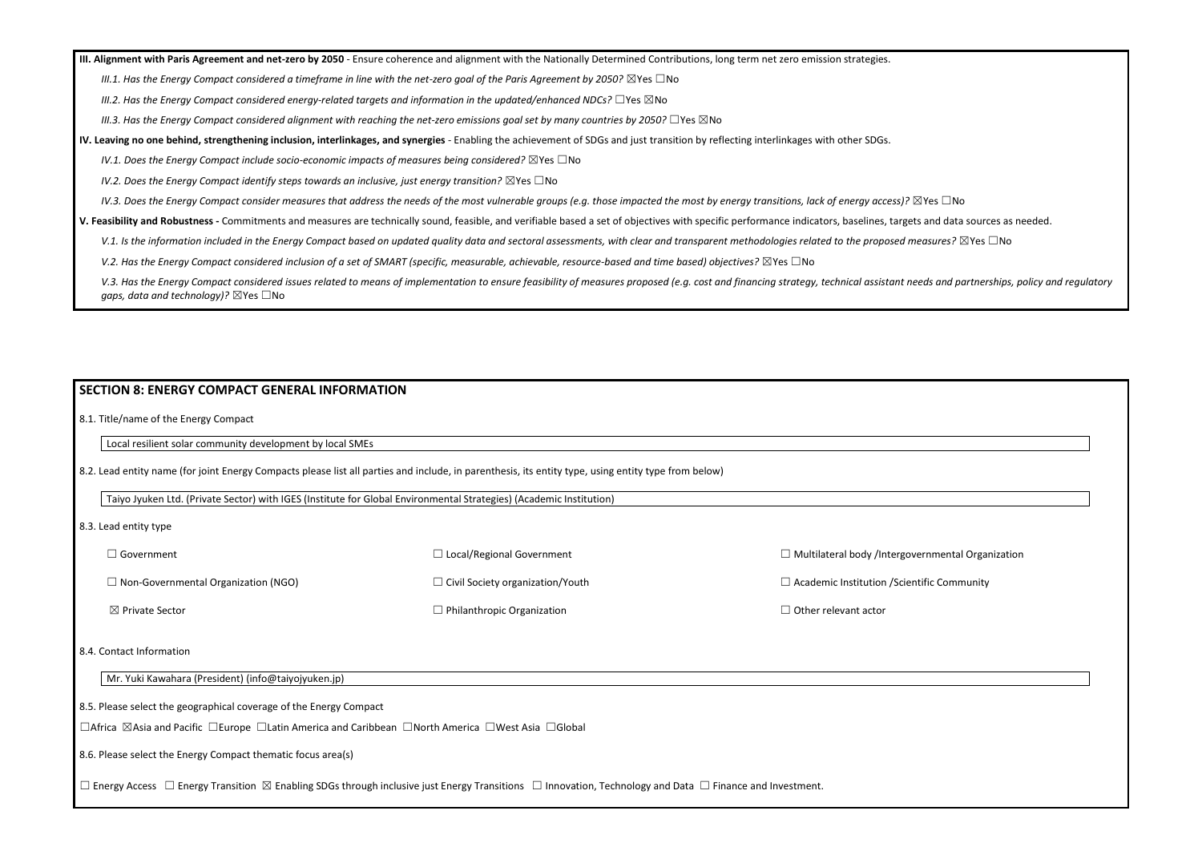**III. Alignment with Paris Agreement and net-zero by 2050** - Ensure coherence and alignment with the Nationally Determined Contributions, long term net zero emission strategies.

*III.1. Has the Energy Compact considered a timeframe in line with the net-zero goal of the Paris Agreement by 2050?* ☒Yes ☐No

*III.2. Has the Energy Compact considered energy-related targets and information in the updated/enhanced NDCs?* ☐Yes ☒No

*III.3. Has the Energy Compact considered alignment with reaching the net-zero emissions goal set by many countries by 2050?* ☐Yes ☒No

**IV. Leaving no one behind, strengthening inclusion, interlinkages, and synergies** - Enabling the achievement of SDGs and just transition by reflecting interlinkages with other SDGs.

*IV.1. Does the Energy Compact include socio-economic impacts of measures being considered?* ☒Yes ☐No

*IV.2. Does the Energy Compact identify steps towards an inclusive, just energy transition?* ☒Yes ☐No

*IV.3. Does the Energy Compact consider measures that address the needs of the most vulnerable groups (e.g. those impacted the most by energy transitions, lack of energy access)?* ☒Yes ☐No

**V. Feasibility and Robustness -** Commitments and measures are technically sound, feasible, and verifiable based a set of objectives with specific performance indicators, baselines, targets and data sources as needed.

*V.1. Is the information included in the Energy Compact based on updated quality data and sectoral assessments, with clear and transparent methodologies related to the proposed measures?* ☒Yes ☐No

*V.2. Has the Energy Compact considered inclusion of a set of SMART (specific, measurable, achievable, resource-based and time based) objectives?* ☒Yes ☐No

*V.3. Has the Energy Compact considered issues related to means of implementation to ensure feasibility of measures proposed (e.g. cost and financing strategy, technical assistant needs and partnerships, policy and regulatory gaps, data and technology)?* ☒Yes ☐No

## SECTION 8: ENERGY COMPACT GENERAL INFORMATION

8.1. Title/name of the Energy Compact

Local resilient solar community development by local SMEs

8.2. Lead entity name (for joint Energy Compacts please list all parties and include, in parenthesis, its entity type, using entity type from below)

Taiyo Jyuken Ltd. (Private Sector) with IGES (Institute for Global Environmental Strategies) (Academic Institution)

8.3. Lead entity type

| | | |
|---|---|---|
| ☐ Government | ☐ Local/Regional Government | ☐ Multilateral body /Intergovernmental Organization |
| ☐ Non-Governmental Organization (NGO) | ☐ Civil Society organization/Youth | ☐ Academic Institution /Scientific Community |
| ☒ Private Sector | ☐ Philanthropic Organization | ☐ Other relevant actor |

8.4. Contact Information

Mr. Yuki Kawahara (President) (info@taiyojyuken.jp)

8.5. Please select the geographical coverage of the Energy Compact

☐Africa ☒Asia and Pacific ☐Europe ☐Latin America and Caribbean ☐North America ☐West Asia ☐Global

8.6. Please select the Energy Compact thematic focus area(s)

☐ Energy Access ☐ Energy Transition ☒ Enabling SDGs through inclusive just Energy Transitions ☐ Innovation, Technology and Data ☐ Finance and Investment.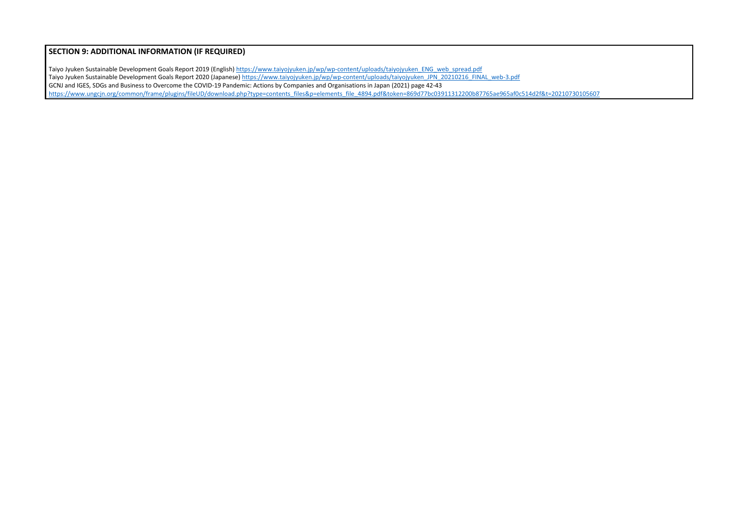## SECTION 9: ADDITIONAL INFORMATION (IF REQUIRED)

Taiyo Jyuken Sustainable Development Goals Report 2019 (English) https://www.taiyojyuken.jp/wp/wp-content/uploads/taiyojyuken_ENG_web_spread.pdf
Taiyo Jyuken Sustainable Development Goals Report 2020 (Japanese) https://www.taiyojyuken.jp/wp/wp-content/uploads/taiyojyuken_JPN_20210216_FINAL_web-3.pdf
GCNJ and IGES, SDGs and Business to Overcome the COVID-19 Pandemic: Actions by Companies and Organisations in Japan (2021) page 42-43
https://www.ungcjn.org/common/frame/plugins/fileUD/download.php?type=contents_files&p=elements_file_4894.pdf&token=869d77bc03911312200b87765ae965af0c514d2f&t=20210730105607